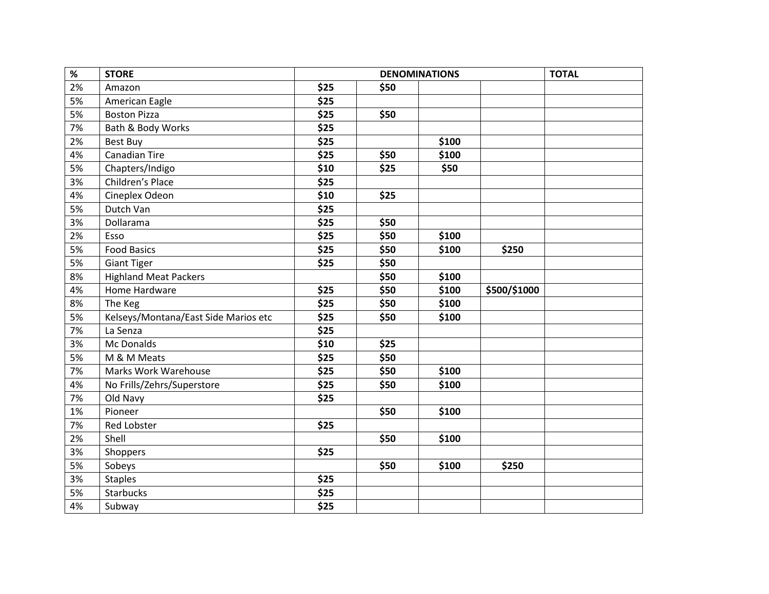| % | STORE | DENOMINATIONS | | | | TOTAL |
|---|---|---|---|---|---|---|
| 2% | Amazon | **$25** | **$50** | | | |
| 5% | American Eagle | **$25** | | | | |
| 5% | Boston Pizza | **$25** | **$50** | | | |
| 7% | Bath & Body Works | **$25** | | | | |
| 2% | Best Buy | **$25** | | **$100** | | |
| 4% | Canadian Tire | **$25** | **$50** | **$100** | | |
| 5% | Chapters/Indigo | **$10** | **$25** | **$50** | | |
| 3% | Children's Place | **$25** | | | | |
| 4% | Cineplex Odeon | **$10** | **$25** | | | |
| 5% | Dutch Van | **$25** | | | | |
| 3% | Dollarama | **$25** | **$50** | | | |
| 2% | Esso | **$25** | **$50** | **$100** | | |
| 5% | Food Basics | **$25** | **$50** | **$100** | **$250** | |
| 5% | Giant Tiger | **$25** | **$50** | | | |
| 8% | Highland Meat Packers | | **$50** | **$100** | | |
| 4% | Home Hardware | **$25** | **$50** | **$100** | **$500/$1000** | |
| 8% | The Keg | **$25** | **$50** | **$100** | | |
| 5% | Kelseys/Montana/East Side Marios etc | **$25** | **$50** | **$100** | | |
| 7% | La Senza | **$25** | | | | |
| 3% | Mc Donalds | **$10** | **$25** | | | |
| 5% | M & M Meats | **$25** | **$50** | | | |
| 7% | Marks Work Warehouse | **$25** | **$50** | **$100** | | |
| 4% | No Frills/Zehrs/Superstore | **$25** | **$50** | **$100** | | |
| 7% | Old Navy | **$25** | | | | |
| 1% | Pioneer | | **$50** | **$100** | | |
| 7% | Red Lobster | **$25** | | | | |
| 2% | Shell | | **$50** | **$100** | | |
| 3% | Shoppers | **$25** | | | | |
| 5% | Sobeys | | **$50** | **$100** | **$250** | |
| 3% | Staples | **$25** | | | | |
| 5% | Starbucks | **$25** | | | | |
| 4% | Subway | **$25** | | | | |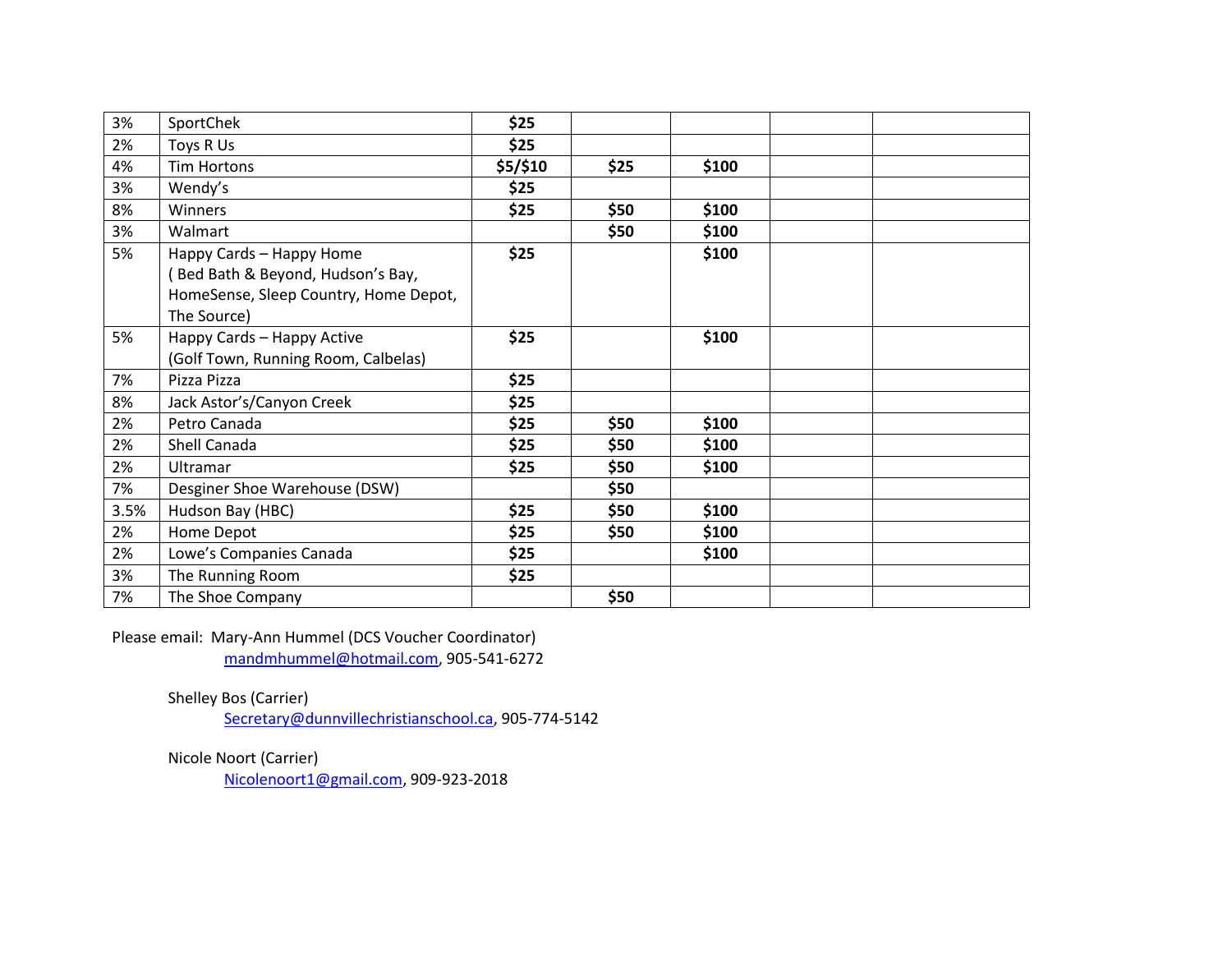| | | | | | | |
|---|---|---|---|---|---|---|
| 3% | SportChek | **$25** | | | | |
| 2% | Toys R Us | **$25** | | | | |
| 4% | Tim Hortons | **$5/$10** | **$25** | **$100** | | |
| 3% | Wendy's | **$25** | | | | |
| 8% | Winners | **$25** | **$50** | **$100** | | |
| 3% | Walmart | | **$50** | **$100** | | |
| 5% | Happy Cards – Happy Home ( Bed Bath & Beyond, Hudson's Bay, HomeSense, Sleep Country, Home Depot, The Source) | **$25** | | **$100** | | |
| 5% | Happy Cards – Happy Active (Golf Town, Running Room, Calbelas) | **$25** | | **$100** | | |
| 7% | Pizza Pizza | **$25** | | | | |
| 8% | Jack Astor's/Canyon Creek | **$25** | | | | |
| 2% | Petro Canada | **$25** | **$50** | **$100** | | |
| 2% | Shell Canada | **$25** | **$50** | **$100** | | |
| 2% | Ultramar | **$25** | **$50** | **$100** | | |
| 7% | Desginer Shoe Warehouse (DSW) | | **$50** | | | |
| 3.5% | Hudson Bay (HBC) | **$25** | **$50** | **$100** | | |
| 2% | Home Depot | **$25** | **$50** | **$100** | | |
| 2% | Lowe's Companies Canada | **$25** | | **$100** | | |
| 3% | The Running Room | **$25** | | | | |
| 7% | The Shoe Company | | **$50** | | | |

Please email: Mary-Ann Hummel (DCS Voucher Coordinator)
mandmhummel@hotmail.com, 905-541-6272

Shelley Bos (Carrier)
Secretary@dunnvillechristianschool.ca, 905-774-5142

Nicole Noort (Carrier)
Nicolenoort1@gmail.com, 909-923-2018